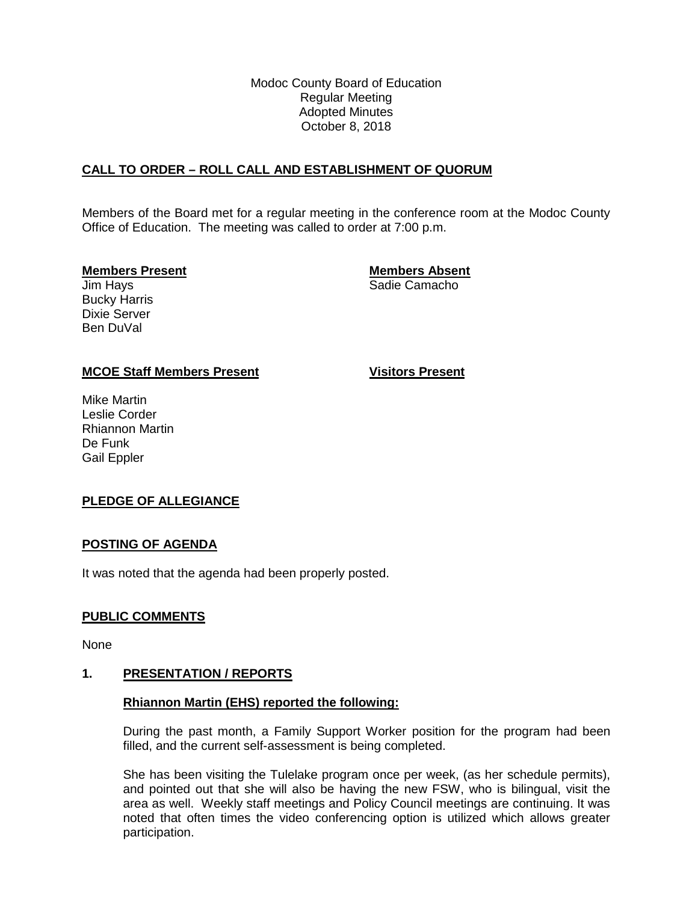Modoc County Board of Education
Regular Meeting
Adopted Minutes
October 8, 2018

## CALL TO ORDER – ROLL CALL AND ESTABLISHMENT OF QUORUM

Members of the Board met for a regular meeting in the conference room at the Modoc County Office of Education. The meeting was called to order at 7:00 p.m.

| **Members Present** | **Members Absent** |
|---|---|
| Jim Hays | Sadie Camacho |
| Bucky Harris | |
| Dixie Server | |
| Ben DuVal | |

| **MCOE Staff Members Present** | **Visitors Present** |
|---|---|
| Mike Martin | |
| Leslie Corder | |
| Rhiannon Martin | |
| De Funk | |
| Gail Eppler | |

## PLEDGE OF ALLEGIANCE

## POSTING OF AGENDA

It was noted that the agenda had been properly posted.

## PUBLIC COMMENTS

None

## 1. PRESENTATION / REPORTS

### Rhiannon Martin (EHS) reported the following:

During the past month, a Family Support Worker position for the program had been filled, and the current self-assessment is being completed.

She has been visiting the Tulelake program once per week, (as her schedule permits), and pointed out that she will also be having the new FSW, who is bilingual, visit the area as well. Weekly staff meetings and Policy Council meetings are continuing. It was noted that often times the video conferencing option is utilized which allows greater participation.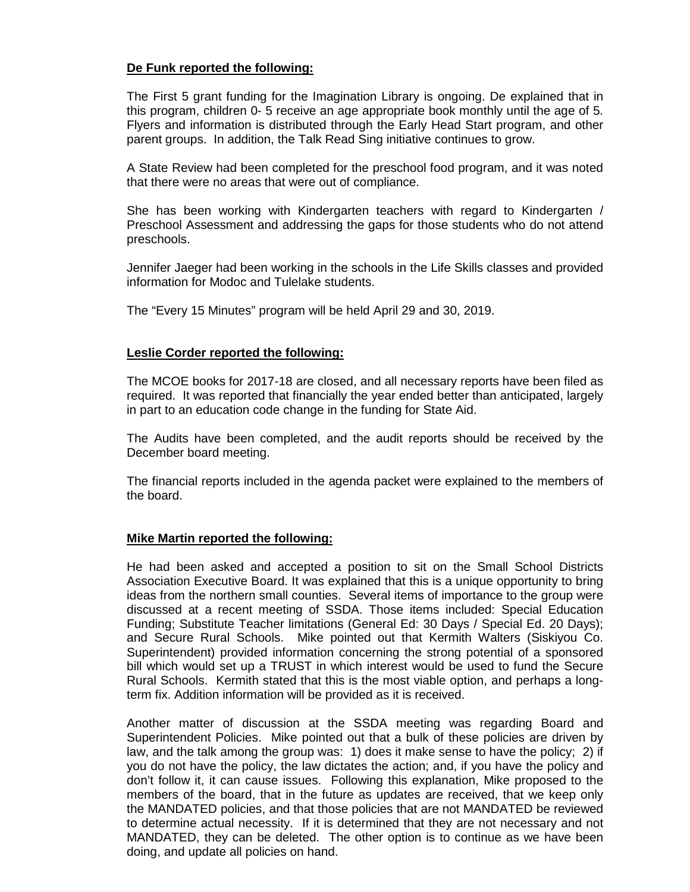**<u>De Funk reported the following:</u>**

The First 5 grant funding for the Imagination Library is ongoing. De explained that in this program, children 0- 5 receive an age appropriate book monthly until the age of 5. Flyers and information is distributed through the Early Head Start program, and other parent groups. In addition, the Talk Read Sing initiative continues to grow.

A State Review had been completed for the preschool food program, and it was noted that there were no areas that were out of compliance.

She has been working with Kindergarten teachers with regard to Kindergarten / Preschool Assessment and addressing the gaps for those students who do not attend preschools.

Jennifer Jaeger had been working in the schools in the Life Skills classes and provided information for Modoc and Tulelake students.

The "Every 15 Minutes" program will be held April 29 and 30, 2019.

**<u>Leslie Corder reported the following:</u>**

The MCOE books for 2017-18 are closed, and all necessary reports have been filed as required. It was reported that financially the year ended better than anticipated, largely in part to an education code change in the funding for State Aid.

The Audits have been completed, and the audit reports should be received by the December board meeting.

The financial reports included in the agenda packet were explained to the members of the board.

**<u>Mike Martin reported the following:</u>**

He had been asked and accepted a position to sit on the Small School Districts Association Executive Board. It was explained that this is a unique opportunity to bring ideas from the northern small counties. Several items of importance to the group were discussed at a recent meeting of SSDA. Those items included: Special Education Funding; Substitute Teacher limitations (General Ed: 30 Days / Special Ed. 20 Days); and Secure Rural Schools. Mike pointed out that Kermith Walters (Siskiyou Co. Superintendent) provided information concerning the strong potential of a sponsored bill which would set up a TRUST in which interest would be used to fund the Secure Rural Schools. Kermith stated that this is the most viable option, and perhaps a long-term fix. Addition information will be provided as it is received.

Another matter of discussion at the SSDA meeting was regarding Board and Superintendent Policies. Mike pointed out that a bulk of these policies are driven by law, and the talk among the group was: 1) does it make sense to have the policy; 2) if you do not have the policy, the law dictates the action; and, if you have the policy and don't follow it, it can cause issues. Following this explanation, Mike proposed to the members of the board, that in the future as updates are received, that we keep only the MANDATED policies, and that those policies that are not MANDATED be reviewed to determine actual necessity. If it is determined that they are not necessary and not MANDATED, they can be deleted. The other option is to continue as we have been doing, and update all policies on hand.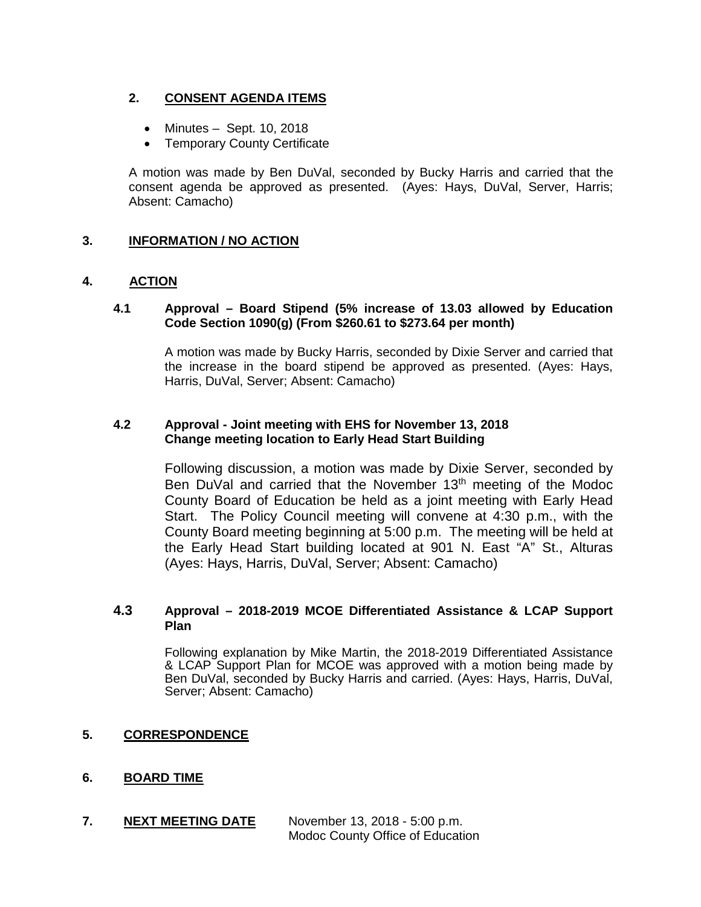## 2. CONSENT AGENDA ITEMS

- Minutes – Sept. 10, 2018
- Temporary County Certificate

A motion was made by Ben DuVal, seconded by Bucky Harris and carried that the consent agenda be approved as presented. (Ayes: Hays, DuVal, Server, Harris; Absent: Camacho)

## 3. INFORMATION / NO ACTION

## 4. ACTION

### 4.1 Approval – Board Stipend (5% increase of 13.03 allowed by Education Code Section 1090(g) (From $260.61 to $273.64 per month)

A motion was made by Bucky Harris, seconded by Dixie Server and carried that the increase in the board stipend be approved as presented. (Ayes: Hays, Harris, DuVal, Server; Absent: Camacho)

### 4.2 Approval - Joint meeting with EHS for November 13, 2018 Change meeting location to Early Head Start Building

Following discussion, a motion was made by Dixie Server, seconded by Ben DuVal and carried that the November 13th meeting of the Modoc County Board of Education be held as a joint meeting with Early Head Start. The Policy Council meeting will convene at 4:30 p.m., with the County Board meeting beginning at 5:00 p.m. The meeting will be held at the Early Head Start building located at 901 N. East "A" St., Alturas (Ayes: Hays, Harris, DuVal, Server; Absent: Camacho)

### 4.3 Approval – 2018-2019 MCOE Differentiated Assistance & LCAP Support Plan

Following explanation by Mike Martin, the 2018-2019 Differentiated Assistance & LCAP Support Plan for MCOE was approved with a motion being made by Ben DuVal, seconded by Bucky Harris and carried. (Ayes: Hays, Harris, DuVal, Server; Absent: Camacho)

## 5. CORRESPONDENCE

## 6. BOARD TIME

## 7. NEXT MEETING DATE

November 13, 2018 - 5:00 p.m.
Modoc County Office of Education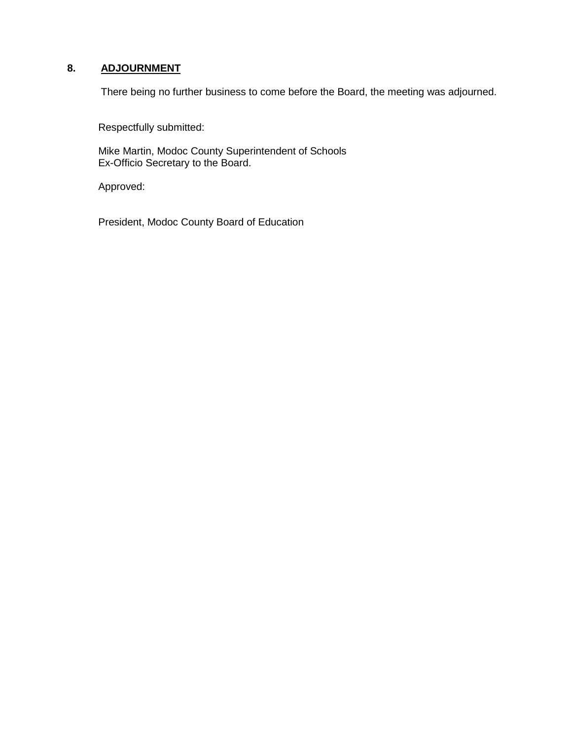## 8. ADJOURNMENT

There being no further business to come before the Board, the meeting was adjourned.

Respectfully submitted:

Mike Martin, Modoc County Superintendent of Schools
Ex-Officio Secretary to the Board.

Approved:

President, Modoc County Board of Education